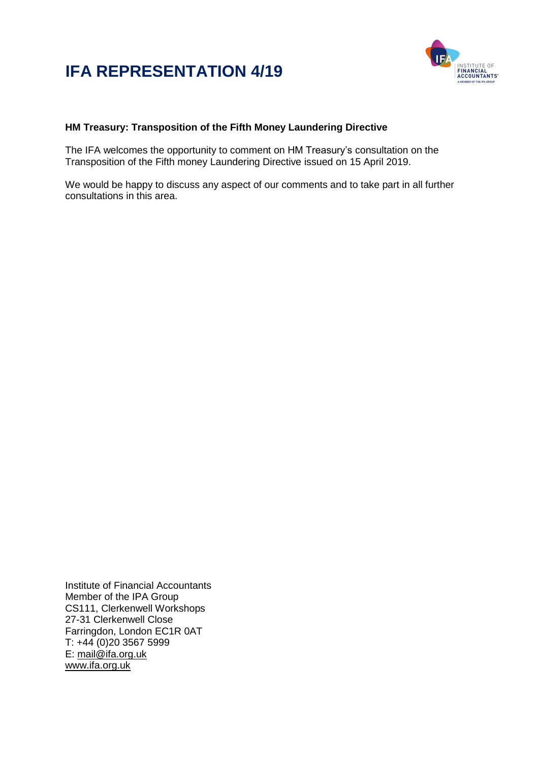# IFA REPRESENTATION 4/19

**HM Treasury: Transposition of the Fifth Money Laundering Directive**

The IFA welcomes the opportunity to comment on HM Treasury's consultation on the Transposition of the Fifth money Laundering Directive issued on 15 April 2019.

We would be happy to discuss any aspect of our comments and to take part in all further consultations in this area.

Institute of Financial Accountants
Member of the IPA Group
CS111, Clerkenwell Workshops
27-31 Clerkenwell Close
Farringdon, London EC1R 0AT
T: +44 (0)20 3567 5999
E: mail@ifa.org.uk
www.ifa.org.uk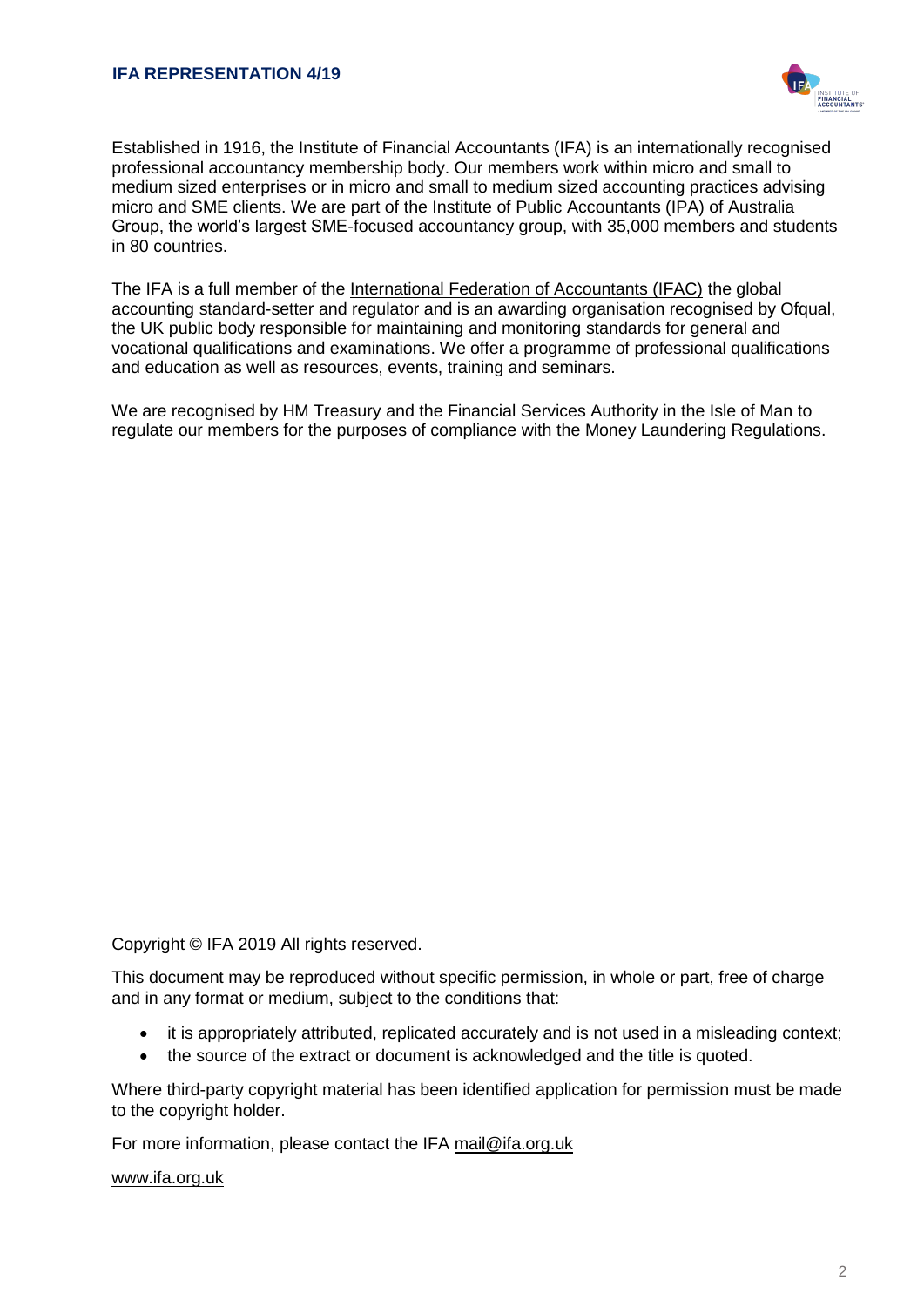Established in 1916, the Institute of Financial Accountants (IFA) is an internationally recognised professional accountancy membership body. Our members work within micro and small to medium sized enterprises or in micro and small to medium sized accounting practices advising micro and SME clients. We are part of the Institute of Public Accountants (IPA) of Australia Group, the world's largest SME-focused accountancy group, with 35,000 members and students in 80 countries.

The IFA is a full member of the International Federation of Accountants (IFAC) the global accounting standard-setter and regulator and is an awarding organisation recognised by Ofqual, the UK public body responsible for maintaining and monitoring standards for general and vocational qualifications and examinations. We offer a programme of professional qualifications and education as well as resources, events, training and seminars.

We are recognised by HM Treasury and the Financial Services Authority in the Isle of Man to regulate our members for the purposes of compliance with the Money Laundering Regulations.

Copyright © IFA 2019 All rights reserved.

This document may be reproduced without specific permission, in whole or part, free of charge and in any format or medium, subject to the conditions that:

- it is appropriately attributed, replicated accurately and is not used in a misleading context;
- the source of the extract or document is acknowledged and the title is quoted.

Where third-party copyright material has been identified application for permission must be made to the copyright holder.

For more information, please contact the IFA mail@ifa.org.uk

www.ifa.org.uk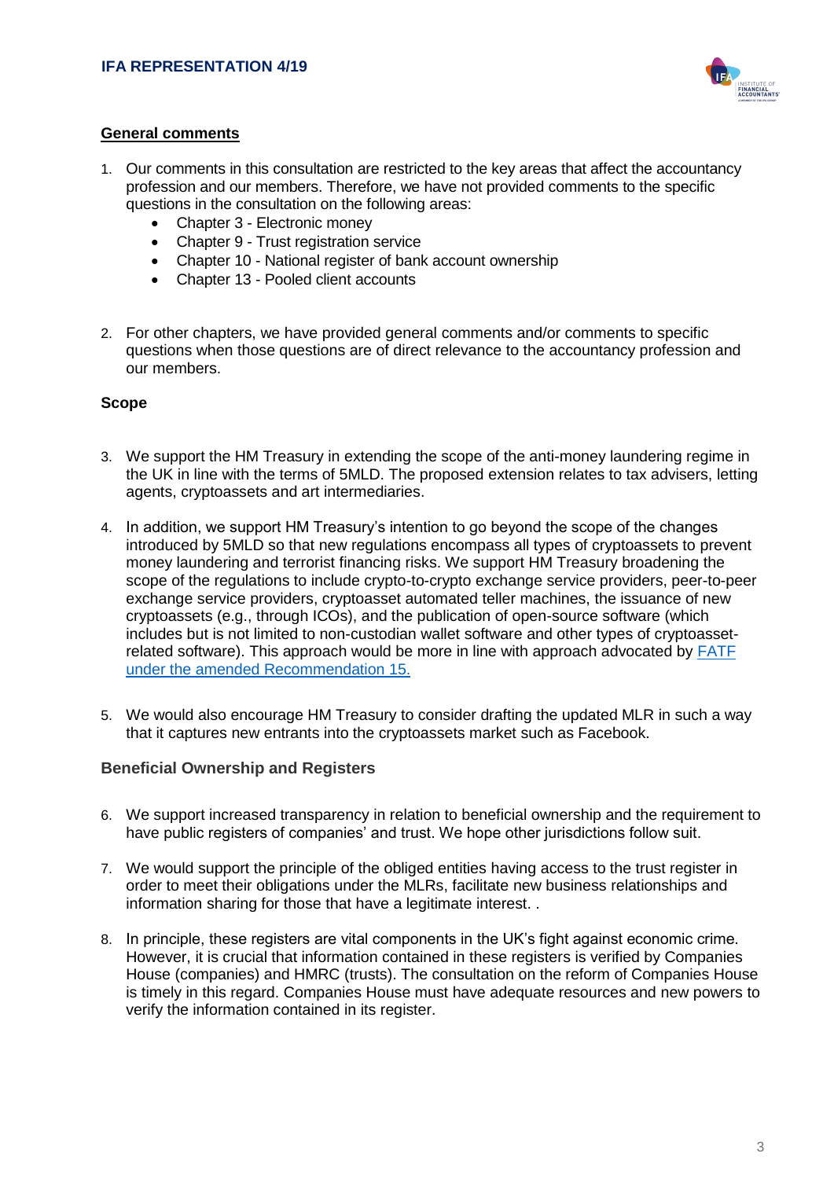## General comments

1. Our comments in this consultation are restricted to the key areas that affect the accountancy profession and our members. Therefore, we have not provided comments to the specific questions in the consultation on the following areas:
   - Chapter 3 - Electronic money
   - Chapter 9 - Trust registration service
   - Chapter 10 - National register of bank account ownership
   - Chapter 13 - Pooled client accounts

2. For other chapters, we have provided general comments and/or comments to specific questions when those questions are of direct relevance to the accountancy profession and our members.

### Scope

3. We support the HM Treasury in extending the scope of the anti-money laundering regime in the UK in line with the terms of 5MLD. The proposed extension relates to tax advisers, letting agents, cryptoassets and art intermediaries.

4. In addition, we support HM Treasury's intention to go beyond the scope of the changes introduced by 5MLD so that new regulations encompass all types of cryptoassets to prevent money laundering and terrorist financing risks. We support HM Treasury broadening the scope of the regulations to include crypto-to-crypto exchange service providers, peer-to-peer exchange service providers, cryptoasset automated teller machines, the issuance of new cryptoassets (e.g., through ICOs), and the publication of open-source software (which includes but is not limited to non-custodian wallet software and other types of cryptoasset-related software). This approach would be more in line with approach advocated by FATF under the amended Recommendation 15.

5. We would also encourage HM Treasury to consider drafting the updated MLR in such a way that it captures new entrants into the cryptoassets market such as Facebook.

### Beneficial Ownership and Registers

6. We support increased transparency in relation to beneficial ownership and the requirement to have public registers of companies' and trust. We hope other jurisdictions follow suit.

7. We would support the principle of the obliged entities having access to the trust register in order to meet their obligations under the MLRs, facilitate new business relationships and information sharing for those that have a legitimate interest. .

8. In principle, these registers are vital components in the UK's fight against economic crime. However, it is crucial that information contained in these registers is verified by Companies House (companies) and HMRC (trusts). The consultation on the reform of Companies House is timely in this regard. Companies House must have adequate resources and new powers to verify the information contained in its register.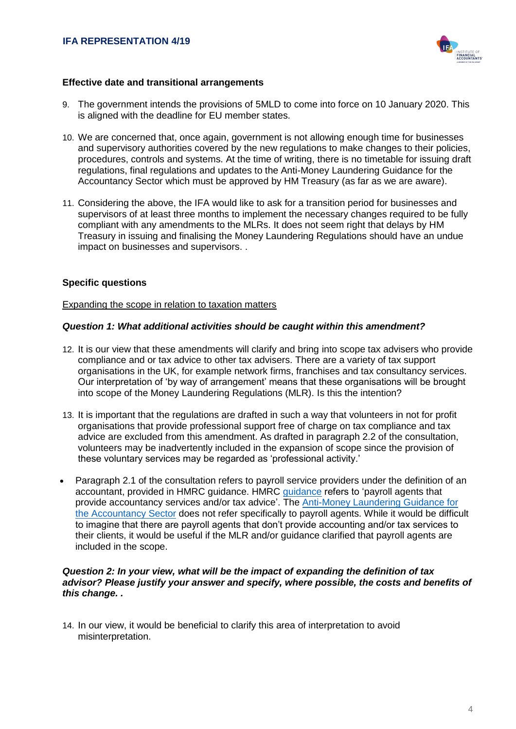**Effective date and transitional arrangements**

9. The government intends the provisions of 5MLD to come into force on 10 January 2020. This is aligned with the deadline for EU member states.

10. We are concerned that, once again, government is not allowing enough time for businesses and supervisory authorities covered by the new regulations to make changes to their policies, procedures, controls and systems. At the time of writing, there is no timetable for issuing draft regulations, final regulations and updates to the Anti-Money Laundering Guidance for the Accountancy Sector which must be approved by HM Treasury (as far as we are aware).

11. Considering the above, the IFA would like to ask for a transition period for businesses and supervisors of at least three months to implement the necessary changes required to be fully compliant with any amendments to the MLRs. It does not seem right that delays by HM Treasury in issuing and finalising the Money Laundering Regulations should have an undue impact on businesses and supervisors. .

**Specific questions**

Expanding the scope in relation to taxation matters

***Question 1: What additional activities should be caught within this amendment?***

12. It is our view that these amendments will clarify and bring into scope tax advisers who provide compliance and or tax advice to other tax advisers. There are a variety of tax support organisations in the UK, for example network firms, franchises and tax consultancy services. Our interpretation of 'by way of arrangement' means that these organisations will be brought into scope of the Money Laundering Regulations (MLR). Is this the intention?

13. It is important that the regulations are drafted in such a way that volunteers in not for profit organisations that provide professional support free of charge on tax compliance and tax advice are excluded from this amendment. As drafted in paragraph 2.2 of the consultation, volunteers may be inadvertently included in the expansion of scope since the provision of these voluntary services may be regarded as 'professional activity.'

- Paragraph 2.1 of the consultation refers to payroll service providers under the definition of an accountant, provided in HMRC guidance. HMRC guidance refers to 'payroll agents that provide accountancy services and/or tax advice'. The Anti-Money Laundering Guidance for the Accountancy Sector does not refer specifically to payroll agents. While it would be difficult to imagine that there are payroll agents that don't provide accounting and/or tax services to their clients, it would be useful if the MLR and/or guidance clarified that payroll agents are included in the scope.

***Question 2: In your view, what will be the impact of expanding the definition of tax advisor? Please justify your answer and specify, where possible, the costs and benefits of this change. .***

14. In our view, it would be beneficial to clarify this area of interpretation to avoid misinterpretation.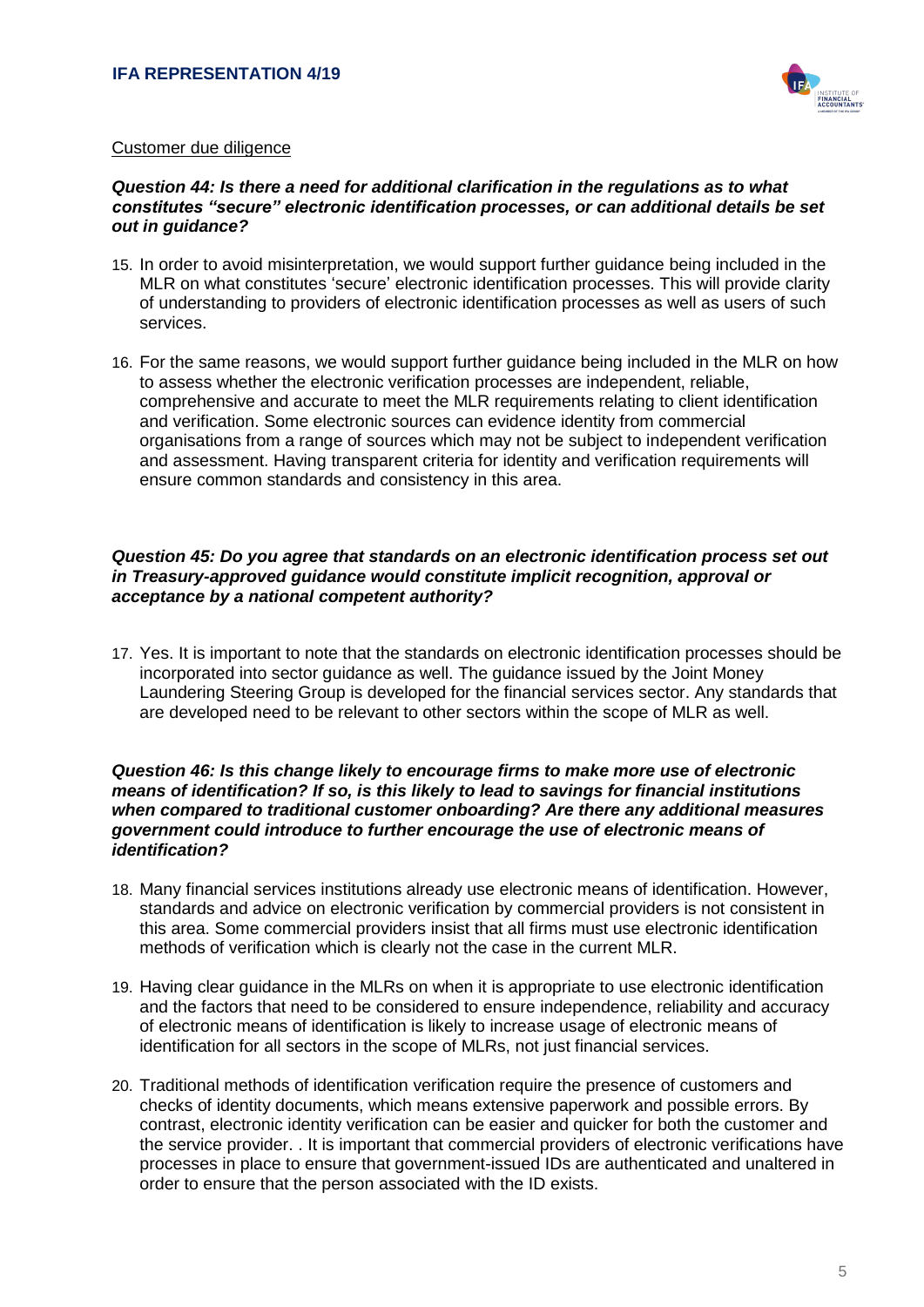<u>Customer due diligence</u>

***Question 44: Is there a need for additional clarification in the regulations as to what constitutes "secure" electronic identification processes, or can additional details be set out in guidance?***

15. In order to avoid misinterpretation, we would support further guidance being included in the MLR on what constitutes 'secure' electronic identification processes. This will provide clarity of understanding to providers of electronic identification processes as well as users of such services.

16. For the same reasons, we would support further guidance being included in the MLR on how to assess whether the electronic verification processes are independent, reliable, comprehensive and accurate to meet the MLR requirements relating to client identification and verification. Some electronic sources can evidence identity from commercial organisations from a range of sources which may not be subject to independent verification and assessment. Having transparent criteria for identity and verification requirements will ensure common standards and consistency in this area.

***Question 45: Do you agree that standards on an electronic identification process set out in Treasury-approved guidance would constitute implicit recognition, approval or acceptance by a national competent authority?***

17. Yes. It is important to note that the standards on electronic identification processes should be incorporated into sector guidance as well. The guidance issued by the Joint Money Laundering Steering Group is developed for the financial services sector. Any standards that are developed need to be relevant to other sectors within the scope of MLR as well.

***Question 46: Is this change likely to encourage firms to make more use of electronic means of identification? If so, is this likely to lead to savings for financial institutions when compared to traditional customer onboarding? Are there any additional measures government could introduce to further encourage the use of electronic means of identification?***

18. Many financial services institutions already use electronic means of identification. However, standards and advice on electronic verification by commercial providers is not consistent in this area. Some commercial providers insist that all firms must use electronic identification methods of verification which is clearly not the case in the current MLR.

19. Having clear guidance in the MLRs on when it is appropriate to use electronic identification and the factors that need to be considered to ensure independence, reliability and accuracy of electronic means of identification is likely to increase usage of electronic means of identification for all sectors in the scope of MLRs, not just financial services.

20. Traditional methods of identification verification require the presence of customers and checks of identity documents, which means extensive paperwork and possible errors. By contrast, electronic identity verification can be easier and quicker for both the customer and the service provider. . It is important that commercial providers of electronic verifications have processes in place to ensure that government-issued IDs are authenticated and unaltered in order to ensure that the person associated with the ID exists.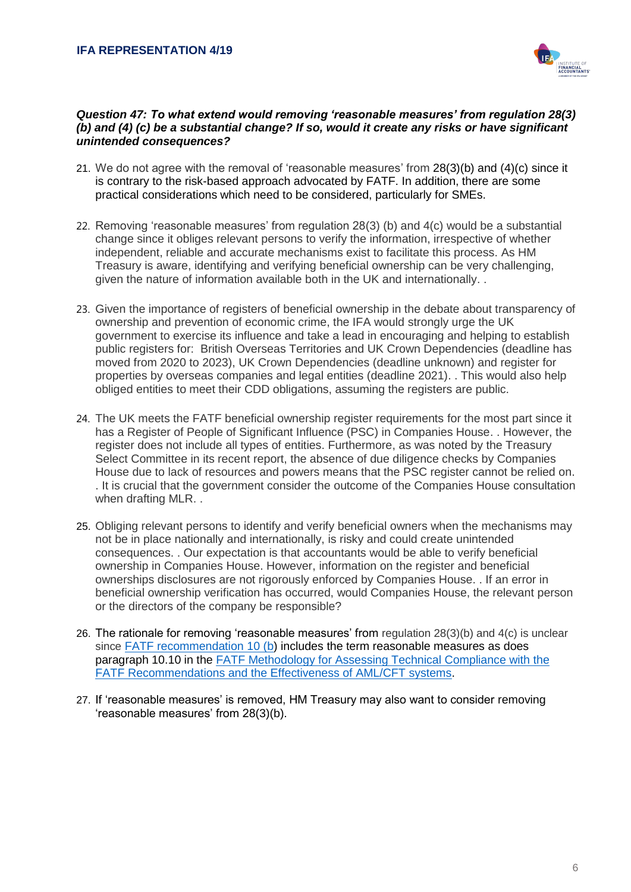***Question 47: To what extend would removing 'reasonable measures' from regulation 28(3) (b) and (4) (c) be a substantial change? If so, would it create any risks or have significant unintended consequences?***

21. We do not agree with the removal of 'reasonable measures' from 28(3)(b) and (4)(c) since it is contrary to the risk-based approach advocated by FATF. In addition, there are some practical considerations which need to be considered, particularly for SMEs.

22. Removing 'reasonable measures' from regulation 28(3) (b) and 4(c) would be a substantial change since it obliges relevant persons to verify the information, irrespective of whether independent, reliable and accurate mechanisms exist to facilitate this process. As HM Treasury is aware, identifying and verifying beneficial ownership can be very challenging, given the nature of information available both in the UK and internationally. .

23. Given the importance of registers of beneficial ownership in the debate about transparency of ownership and prevention of economic crime, the IFA would strongly urge the UK government to exercise its influence and take a lead in encouraging and helping to establish public registers for: British Overseas Territories and UK Crown Dependencies (deadline has moved from 2020 to 2023), UK Crown Dependencies (deadline unknown) and register for properties by overseas companies and legal entities (deadline 2021). . This would also help obliged entities to meet their CDD obligations, assuming the registers are public.

24. The UK meets the FATF beneficial ownership register requirements for the most part since it has a Register of People of Significant Influence (PSC) in Companies House. . However, the register does not include all types of entities. Furthermore, as was noted by the Treasury Select Committee in its recent report, the absence of due diligence checks by Companies House due to lack of resources and powers means that the PSC register cannot be relied on. . It is crucial that the government consider the outcome of the Companies House consultation when drafting MLR. .

25. Obliging relevant persons to identify and verify beneficial owners when the mechanisms may not be in place nationally and internationally, is risky and could create unintended consequences. . Our expectation is that accountants would be able to verify beneficial ownership in Companies House. However, information on the register and beneficial ownerships disclosures are not rigorously enforced by Companies House. . If an error in beneficial ownership verification has occurred, would Companies House, the relevant person or the directors of the company be responsible?

26. The rationale for removing 'reasonable measures' from regulation 28(3)(b) and 4(c) is unclear since FATF recommendation 10 (b) includes the term reasonable measures as does paragraph 10.10 in the FATF Methodology for Assessing Technical Compliance with the FATF Recommendations and the Effectiveness of AML/CFT systems.

27. If 'reasonable measures' is removed, HM Treasury may also want to consider removing 'reasonable measures' from 28(3)(b).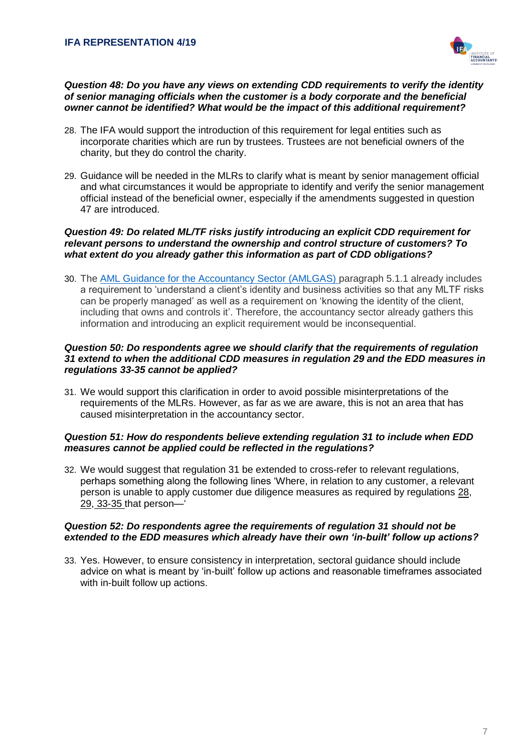***Question 48: Do you have any views on extending CDD requirements to verify the identity of senior managing officials when the customer is a body corporate and the beneficial owner cannot be identified? What would be the impact of this additional requirement?***

28. The IFA would support the introduction of this requirement for legal entities such as incorporate charities which are run by trustees. Trustees are not beneficial owners of the charity, but they do control the charity.

29. Guidance will be needed in the MLRs to clarify what is meant by senior management official and what circumstances it would be appropriate to identify and verify the senior management official instead of the beneficial owner, especially if the amendments suggested in question 47 are introduced.

***Question 49: Do related ML/TF risks justify introducing an explicit CDD requirement for relevant persons to understand the ownership and control structure of customers? To what extent do you already gather this information as part of CDD obligations?***

30. The AML Guidance for the Accountancy Sector (AMLGAS) paragraph 5.1.1 already includes a requirement to 'understand a client's identity and business activities so that any MLTF risks can be properly managed' as well as a requirement on 'knowing the identity of the client, including that owns and controls it'. Therefore, the accountancy sector already gathers this information and introducing an explicit requirement would be inconsequential.

***Question 50: Do respondents agree we should clarify that the requirements of regulation 31 extend to when the additional CDD measures in regulation 29 and the EDD measures in regulations 33-35 cannot be applied?***

31. We would support this clarification in order to avoid possible misinterpretations of the requirements of the MLRs. However, as far as we are aware, this is not an area that has caused misinterpretation in the accountancy sector.

***Question 51: How do respondents believe extending regulation 31 to include when EDD measures cannot be applied could be reflected in the regulations?***

32. We would suggest that regulation 31 be extended to cross-refer to relevant regulations, perhaps something along the following lines 'Where, in relation to any customer, a relevant person is unable to apply customer due diligence measures as required by regulations 28, 29, 33-35 that person—'

***Question 52: Do respondents agree the requirements of regulation 31 should not be extended to the EDD measures which already have their own 'in-built' follow up actions?***

33. Yes. However, to ensure consistency in interpretation, sectoral guidance should include advice on what is meant by 'in-built' follow up actions and reasonable timeframes associated with in-built follow up actions.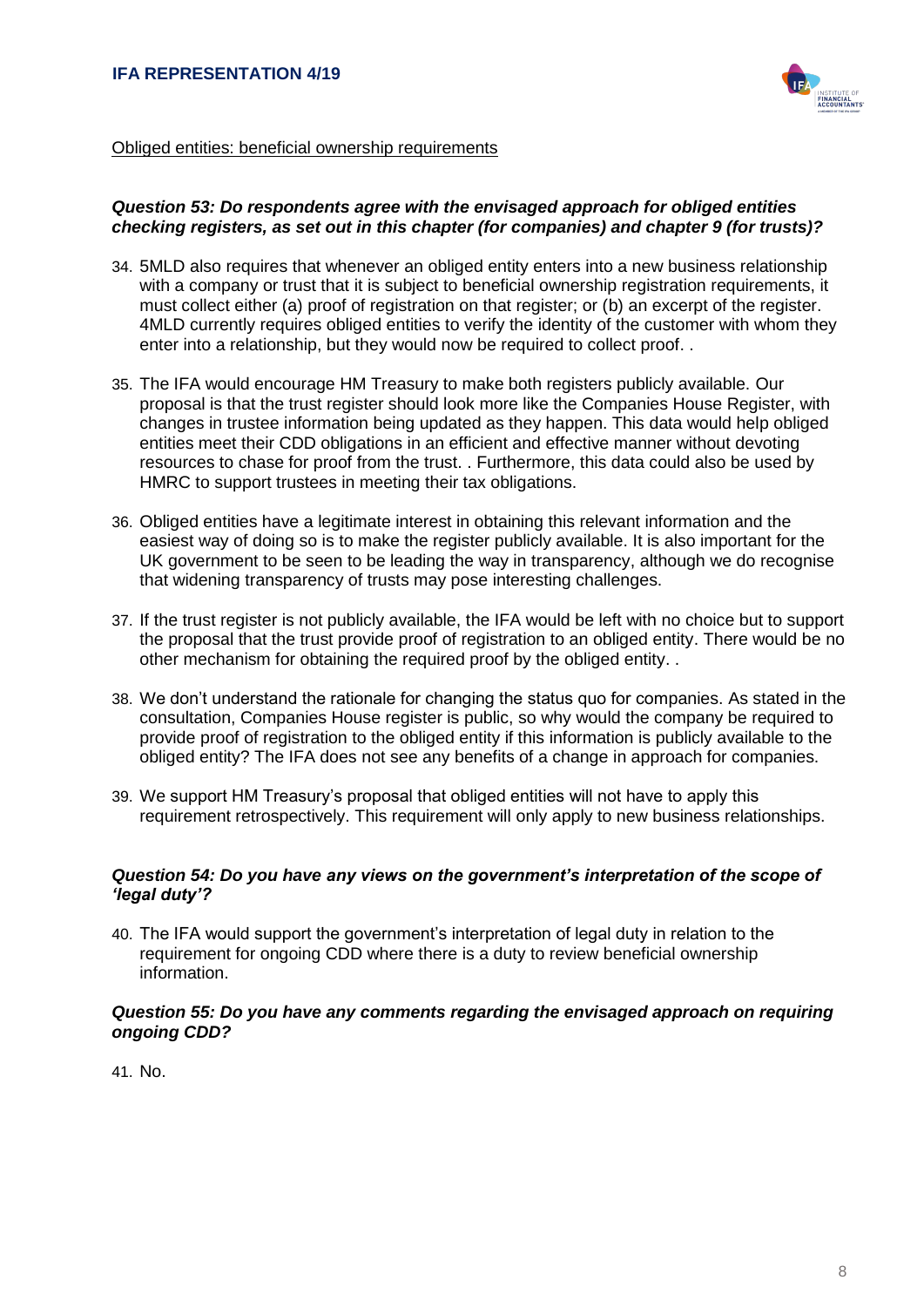Obliged entities: beneficial ownership requirements

***Question 53: Do respondents agree with the envisaged approach for obliged entities checking registers, as set out in this chapter (for companies) and chapter 9 (for trusts)?***

34. 5MLD also requires that whenever an obliged entity enters into a new business relationship with a company or trust that it is subject to beneficial ownership registration requirements, it must collect either (a) proof of registration on that register; or (b) an excerpt of the register. 4MLD currently requires obliged entities to verify the identity of the customer with whom they enter into a relationship, but they would now be required to collect proof. .

35. The IFA would encourage HM Treasury to make both registers publicly available. Our proposal is that the trust register should look more like the Companies House Register, with changes in trustee information being updated as they happen. This data would help obliged entities meet their CDD obligations in an efficient and effective manner without devoting resources to chase for proof from the trust. . Furthermore, this data could also be used by HMRC to support trustees in meeting their tax obligations.

36. Obliged entities have a legitimate interest in obtaining this relevant information and the easiest way of doing so is to make the register publicly available. It is also important for the UK government to be seen to be leading the way in transparency, although we do recognise that widening transparency of trusts may pose interesting challenges.

37. If the trust register is not publicly available, the IFA would be left with no choice but to support the proposal that the trust provide proof of registration to an obliged entity. There would be no other mechanism for obtaining the required proof by the obliged entity. .

38. We don't understand the rationale for changing the status quo for companies. As stated in the consultation, Companies House register is public, so why would the company be required to provide proof of registration to the obliged entity if this information is publicly available to the obliged entity? The IFA does not see any benefits of a change in approach for companies.

39. We support HM Treasury's proposal that obliged entities will not have to apply this requirement retrospectively. This requirement will only apply to new business relationships.

***Question 54: Do you have any views on the government's interpretation of the scope of 'legal duty'?***

40. The IFA would support the government's interpretation of legal duty in relation to the requirement for ongoing CDD where there is a duty to review beneficial ownership information.

***Question 55: Do you have any comments regarding the envisaged approach on requiring ongoing CDD?***

41. No.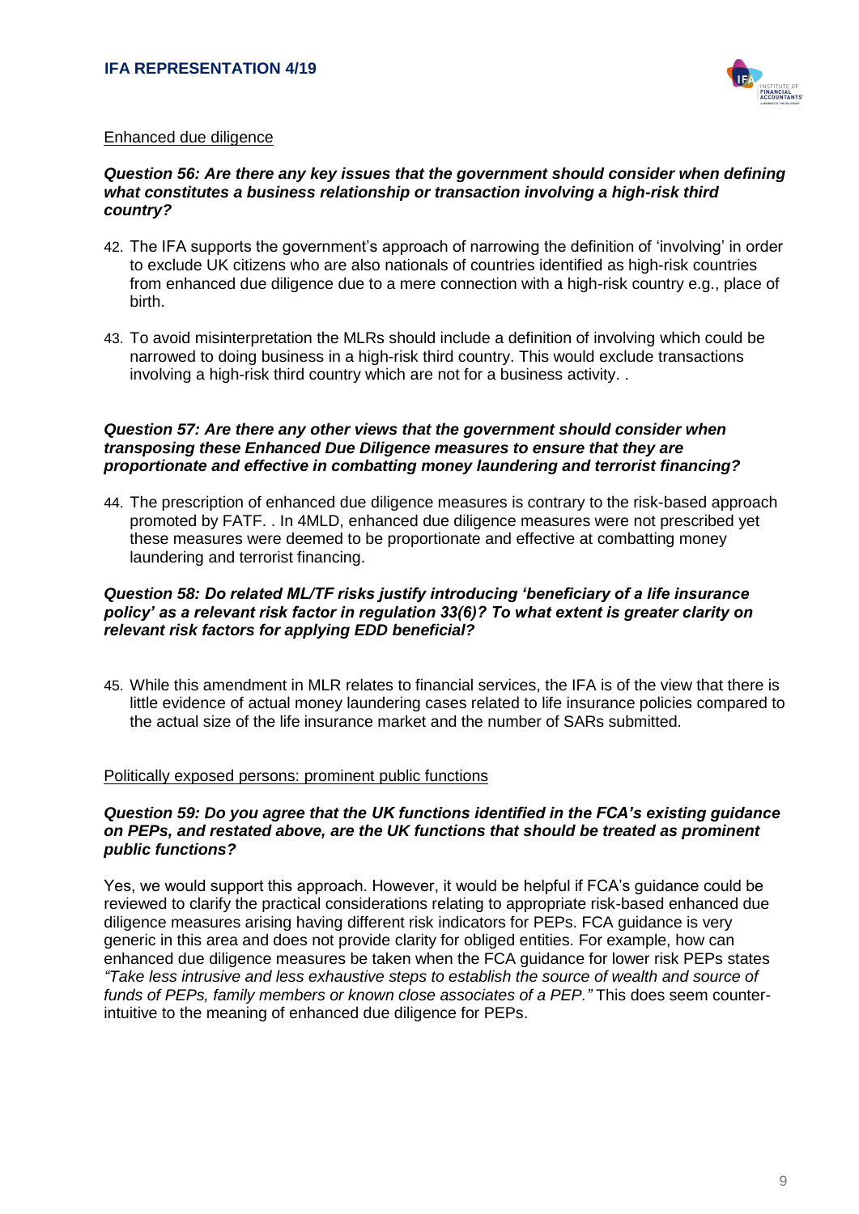Enhanced due diligence

***Question 56: Are there any key issues that the government should consider when defining what constitutes a business relationship or transaction involving a high-risk third country?***

42. The IFA supports the government's approach of narrowing the definition of 'involving' in order to exclude UK citizens who are also nationals of countries identified as high-risk countries from enhanced due diligence due to a mere connection with a high-risk country e.g., place of birth.

43. To avoid misinterpretation the MLRs should include a definition of involving which could be narrowed to doing business in a high-risk third country. This would exclude transactions involving a high-risk third country which are not for a business activity. .

***Question 57: Are there any other views that the government should consider when transposing these Enhanced Due Diligence measures to ensure that they are proportionate and effective in combatting money laundering and terrorist financing?***

44. The prescription of enhanced due diligence measures is contrary to the risk-based approach promoted by FATF. . In 4MLD, enhanced due diligence measures were not prescribed yet these measures were deemed to be proportionate and effective at combatting money laundering and terrorist financing.

***Question 58: Do related ML/TF risks justify introducing 'beneficiary of a life insurance policy' as a relevant risk factor in regulation 33(6)? To what extent is greater clarity on relevant risk factors for applying EDD beneficial?***

45. While this amendment in MLR relates to financial services, the IFA is of the view that there is little evidence of actual money laundering cases related to life insurance policies compared to the actual size of the life insurance market and the number of SARs submitted.

Politically exposed persons: prominent public functions

***Question 59: Do you agree that the UK functions identified in the FCA's existing guidance on PEPs, and restated above, are the UK functions that should be treated as prominent public functions?***

Yes, we would support this approach. However, it would be helpful if FCA's guidance could be reviewed to clarify the practical considerations relating to appropriate risk-based enhanced due diligence measures arising having different risk indicators for PEPs. FCA guidance is very generic in this area and does not provide clarity for obliged entities. For example, how can enhanced due diligence measures be taken when the FCA guidance for lower risk PEPs states *"Take less intrusive and less exhaustive steps to establish the source of wealth and source of funds of PEPs, family members or known close associates of a PEP."* This does seem counter-intuitive to the meaning of enhanced due diligence for PEPs.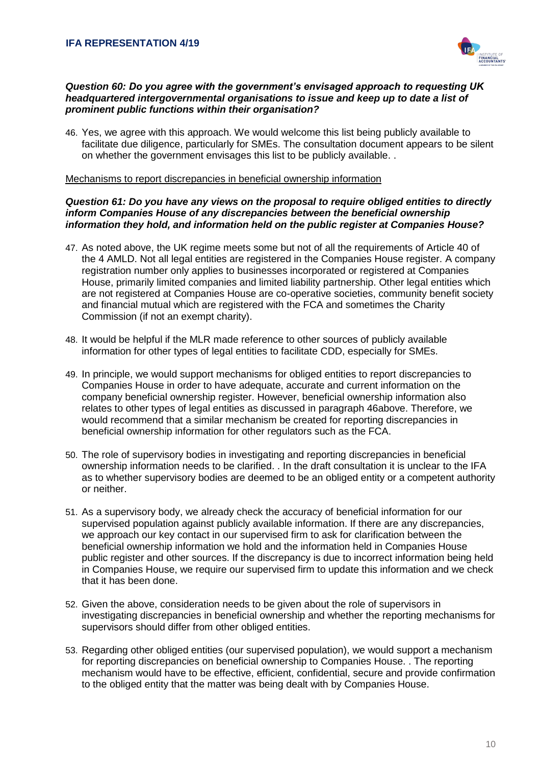***Question 60: Do you agree with the government's envisaged approach to requesting UK headquartered intergovernmental organisations to issue and keep up to date a list of prominent public functions within their organisation?***

46. Yes, we agree with this approach. We would welcome this list being publicly available to facilitate due diligence, particularly for SMEs. The consultation document appears to be silent on whether the government envisages this list to be publicly available. .

<u>Mechanisms to report discrepancies in beneficial ownership information</u>

***Question 61: Do you have any views on the proposal to require obliged entities to directly inform Companies House of any discrepancies between the beneficial ownership information they hold, and information held on the public register at Companies House?***

47. As noted above, the UK regime meets some but not of all the requirements of Article 40 of the 4 AMLD. Not all legal entities are registered in the Companies House register. A company registration number only applies to businesses incorporated or registered at Companies House, primarily limited companies and limited liability partnership. Other legal entities which are not registered at Companies House are co-operative societies, community benefit society and financial mutual which are registered with the FCA and sometimes the Charity Commission (if not an exempt charity).

48. It would be helpful if the MLR made reference to other sources of publicly available information for other types of legal entities to facilitate CDD, especially for SMEs.

49. In principle, we would support mechanisms for obliged entities to report discrepancies to Companies House in order to have adequate, accurate and current information on the company beneficial ownership register. However, beneficial ownership information also relates to other types of legal entities as discussed in paragraph 46above. Therefore, we would recommend that a similar mechanism be created for reporting discrepancies in beneficial ownership information for other regulators such as the FCA.

50. The role of supervisory bodies in investigating and reporting discrepancies in beneficial ownership information needs to be clarified. . In the draft consultation it is unclear to the IFA as to whether supervisory bodies are deemed to be an obliged entity or a competent authority or neither.

51. As a supervisory body, we already check the accuracy of beneficial information for our supervised population against publicly available information. If there are any discrepancies, we approach our key contact in our supervised firm to ask for clarification between the beneficial ownership information we hold and the information held in Companies House public register and other sources. If the discrepancy is due to incorrect information being held in Companies House, we require our supervised firm to update this information and we check that it has been done.

52. Given the above, consideration needs to be given about the role of supervisors in investigating discrepancies in beneficial ownership and whether the reporting mechanisms for supervisors should differ from other obliged entities.

53. Regarding other obliged entities (our supervised population), we would support a mechanism for reporting discrepancies on beneficial ownership to Companies House. . The reporting mechanism would have to be effective, efficient, confidential, secure and provide confirmation to the obliged entity that the matter was being dealt with by Companies House.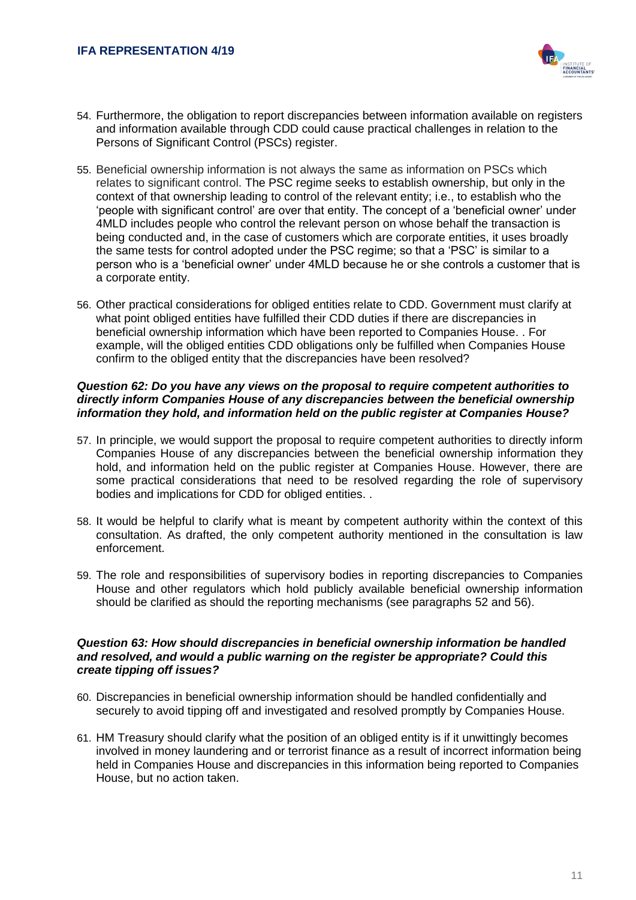54. Furthermore, the obligation to report discrepancies between information available on registers and information available through CDD could cause practical challenges in relation to the Persons of Significant Control (PSCs) register.

55. Beneficial ownership information is not always the same as information on PSCs which relates to significant control. The PSC regime seeks to establish ownership, but only in the context of that ownership leading to control of the relevant entity; i.e., to establish who the 'people with significant control' are over that entity. The concept of a 'beneficial owner' under 4MLD includes people who control the relevant person on whose behalf the transaction is being conducted and, in the case of customers which are corporate entities, it uses broadly the same tests for control adopted under the PSC regime; so that a 'PSC' is similar to a person who is a 'beneficial owner' under 4MLD because he or she controls a customer that is a corporate entity.

56. Other practical considerations for obliged entities relate to CDD. Government must clarify at what point obliged entities have fulfilled their CDD duties if there are discrepancies in beneficial ownership information which have been reported to Companies House. . For example, will the obliged entities CDD obligations only be fulfilled when Companies House confirm to the obliged entity that the discrepancies have been resolved?

***Question 62: Do you have any views on the proposal to require competent authorities to directly inform Companies House of any discrepancies between the beneficial ownership information they hold, and information held on the public register at Companies House?***

57. In principle, we would support the proposal to require competent authorities to directly inform Companies House of any discrepancies between the beneficial ownership information they hold, and information held on the public register at Companies House. However, there are some practical considerations that need to be resolved regarding the role of supervisory bodies and implications for CDD for obliged entities. .

58. It would be helpful to clarify what is meant by competent authority within the context of this consultation. As drafted, the only competent authority mentioned in the consultation is law enforcement.

59. The role and responsibilities of supervisory bodies in reporting discrepancies to Companies House and other regulators which hold publicly available beneficial ownership information should be clarified as should the reporting mechanisms (see paragraphs 52 and 56).

***Question 63: How should discrepancies in beneficial ownership information be handled and resolved, and would a public warning on the register be appropriate? Could this create tipping off issues?***

60. Discrepancies in beneficial ownership information should be handled confidentially and securely to avoid tipping off and investigated and resolved promptly by Companies House.

61. HM Treasury should clarify what the position of an obliged entity is if it unwittingly becomes involved in money laundering and or terrorist finance as a result of incorrect information being held in Companies House and discrepancies in this information being reported to Companies House, but no action taken.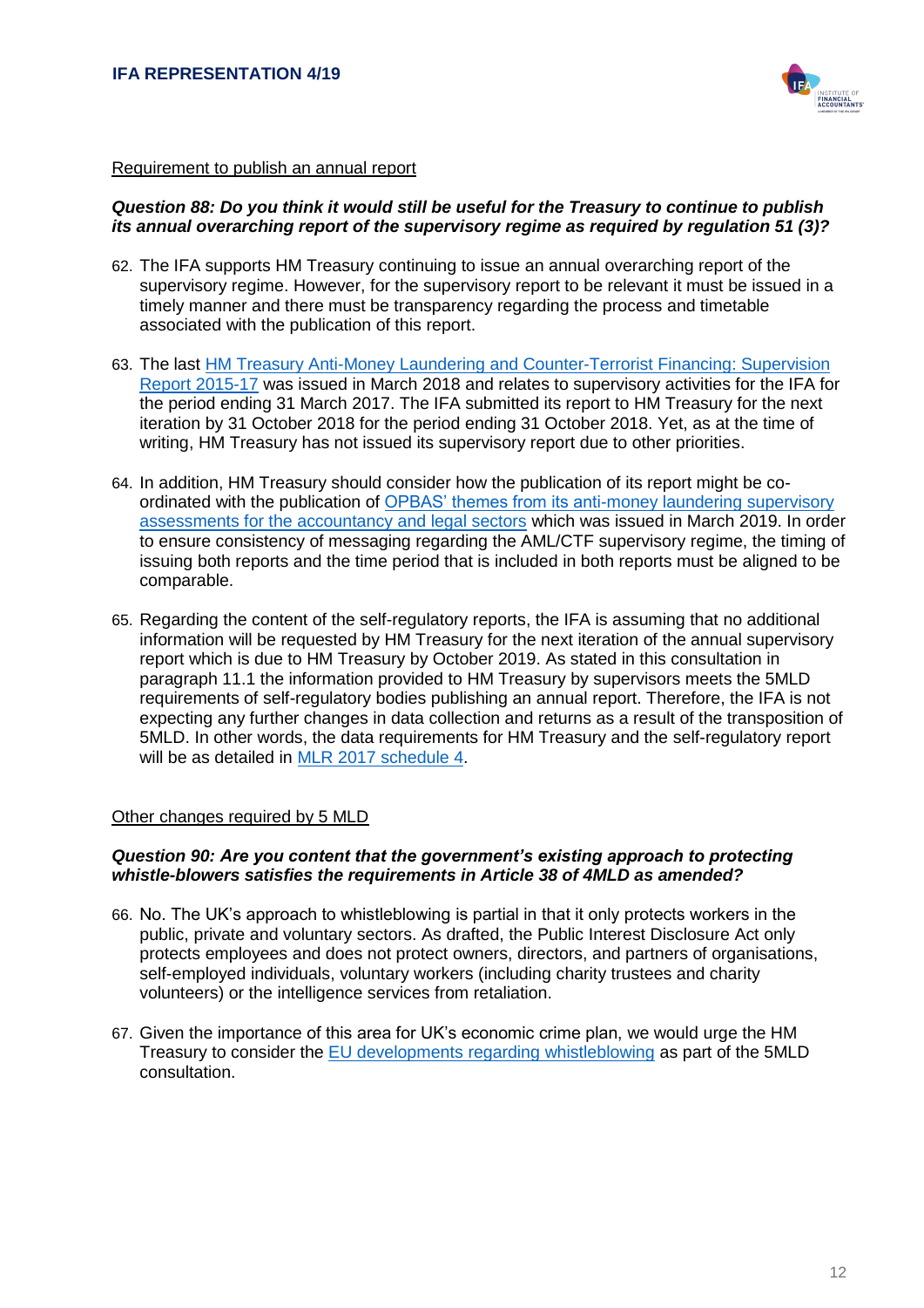Requirement to publish an annual report

***Question 88: Do you think it would still be useful for the Treasury to continue to publish its annual overarching report of the supervisory regime as required by regulation 51 (3)?***

62. The IFA supports HM Treasury continuing to issue an annual overarching report of the supervisory regime. However, for the supervisory report to be relevant it must be issued in a timely manner and there must be transparency regarding the process and timetable associated with the publication of this report.

63. The last HM Treasury Anti-Money Laundering and Counter-Terrorist Financing: Supervision Report 2015-17 was issued in March 2018 and relates to supervisory activities for the IFA for the period ending 31 March 2017. The IFA submitted its report to HM Treasury for the next iteration by 31 October 2018 for the period ending 31 October 2018. Yet, as at the time of writing, HM Treasury has not issued its supervisory report due to other priorities.

64. In addition, HM Treasury should consider how the publication of its report might be co-ordinated with the publication of OPBAS' themes from its anti-money laundering supervisory assessments for the accountancy and legal sectors which was issued in March 2019. In order to ensure consistency of messaging regarding the AML/CTF supervisory regime, the timing of issuing both reports and the time period that is included in both reports must be aligned to be comparable.

65. Regarding the content of the self-regulatory reports, the IFA is assuming that no additional information will be requested by HM Treasury for the next iteration of the annual supervisory report which is due to HM Treasury by October 2019. As stated in this consultation in paragraph 11.1 the information provided to HM Treasury by supervisors meets the 5MLD requirements of self-regulatory bodies publishing an annual report. Therefore, the IFA is not expecting any further changes in data collection and returns as a result of the transposition of 5MLD. In other words, the data requirements for HM Treasury and the self-regulatory report will be as detailed in MLR 2017 schedule 4.

Other changes required by 5 MLD

***Question 90: Are you content that the government's existing approach to protecting whistle-blowers satisfies the requirements in Article 38 of 4MLD as amended?***

66. No. The UK's approach to whistleblowing is partial in that it only protects workers in the public, private and voluntary sectors. As drafted, the Public Interest Disclosure Act only protects employees and does not protect owners, directors, and partners of organisations, self-employed individuals, voluntary workers (including charity trustees and charity volunteers) or the intelligence services from retaliation.

67. Given the importance of this area for UK's economic crime plan, we would urge the HM Treasury to consider the EU developments regarding whistleblowing as part of the 5MLD consultation.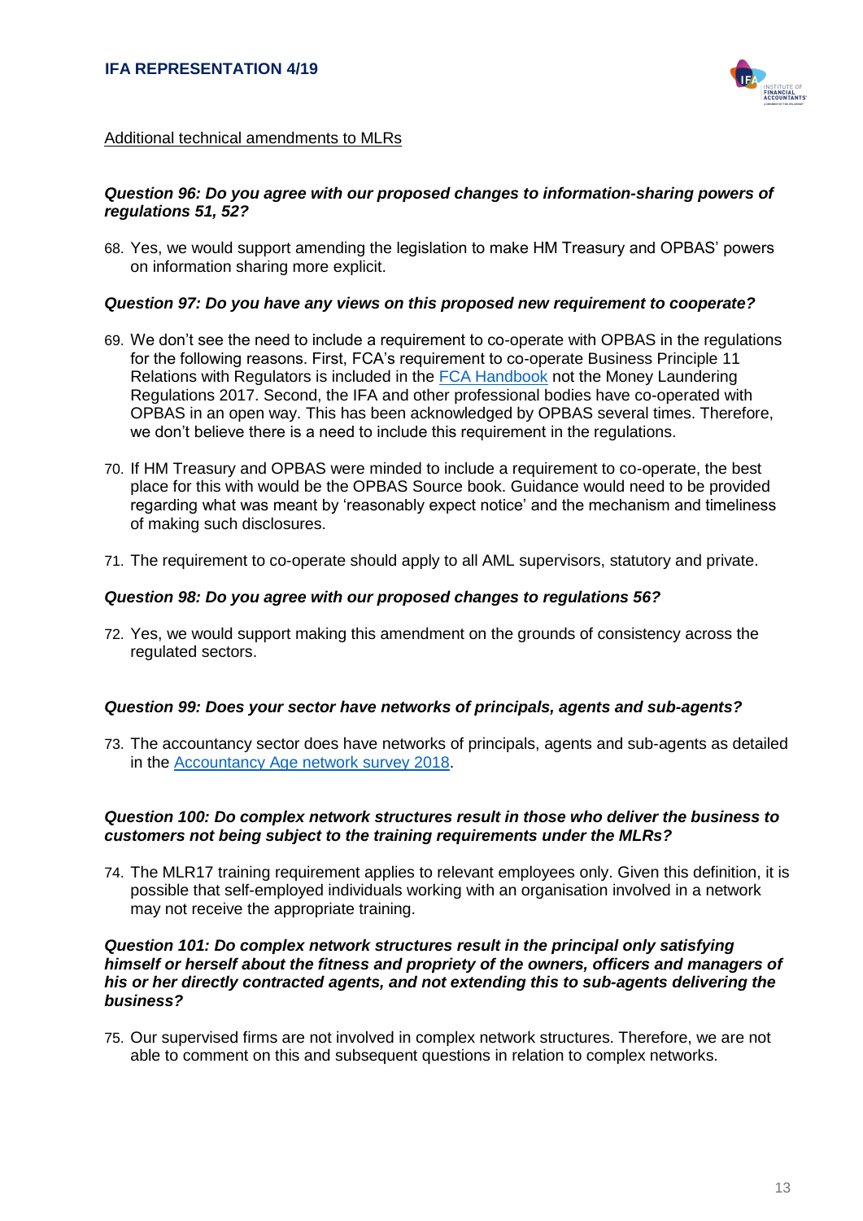Additional technical amendments to MLRs

***Question 96: Do you agree with our proposed changes to information-sharing powers of regulations 51, 52?***

68. Yes, we would support amending the legislation to make HM Treasury and OPBAS' powers on information sharing more explicit.

***Question 97: Do you have any views on this proposed new requirement to cooperate?***

69. We don't see the need to include a requirement to co-operate with OPBAS in the regulations for the following reasons. First, FCA's requirement to co-operate Business Principle 11 Relations with Regulators is included in the FCA Handbook not the Money Laundering Regulations 2017. Second, the IFA and other professional bodies have co-operated with OPBAS in an open way. This has been acknowledged by OPBAS several times. Therefore, we don't believe there is a need to include this requirement in the regulations.

70. If HM Treasury and OPBAS were minded to include a requirement to co-operate, the best place for this with would be the OPBAS Source book. Guidance would need to be provided regarding what was meant by 'reasonably expect notice' and the mechanism and timeliness of making such disclosures.

71. The requirement to co-operate should apply to all AML supervisors, statutory and private.

***Question 98: Do you agree with our proposed changes to regulations 56?***

72. Yes, we would support making this amendment on the grounds of consistency across the regulated sectors.

***Question 99: Does your sector have networks of principals, agents and sub-agents?***

73. The accountancy sector does have networks of principals, agents and sub-agents as detailed in the Accountancy Age network survey 2018.

***Question 100: Do complex network structures result in those who deliver the business to customers not being subject to the training requirements under the MLRs?***

74. The MLR17 training requirement applies to relevant employees only. Given this definition, it is possible that self-employed individuals working with an organisation involved in a network may not receive the appropriate training.

***Question 101: Do complex network structures result in the principal only satisfying himself or herself about the fitness and propriety of the owners, officers and managers of his or her directly contracted agents, and not extending this to sub-agents delivering the business?***

75. Our supervised firms are not involved in complex network structures. Therefore, we are not able to comment on this and subsequent questions in relation to complex networks.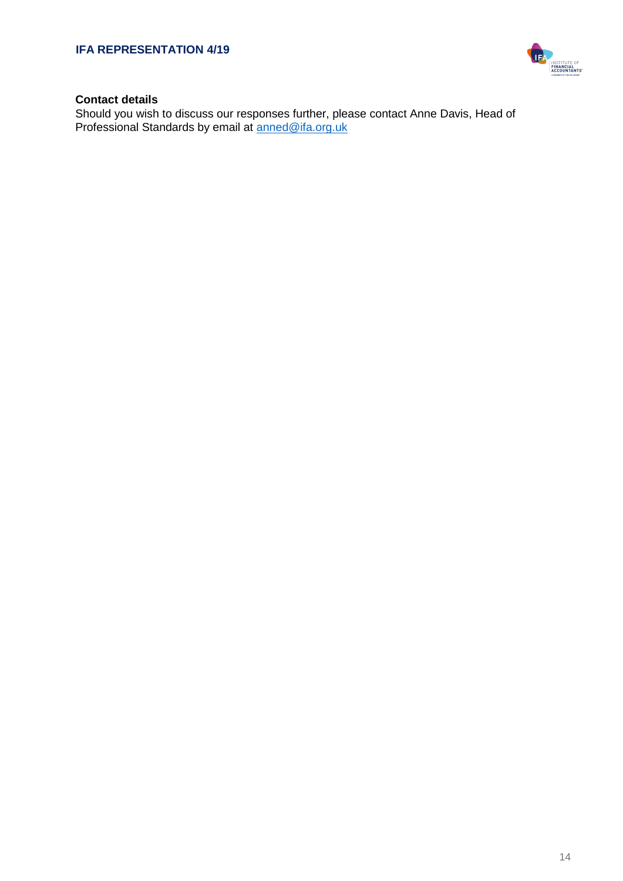**Contact details**

Should you wish to discuss our responses further, please contact Anne Davis, Head of Professional Standards by email at anned@ifa.org.uk